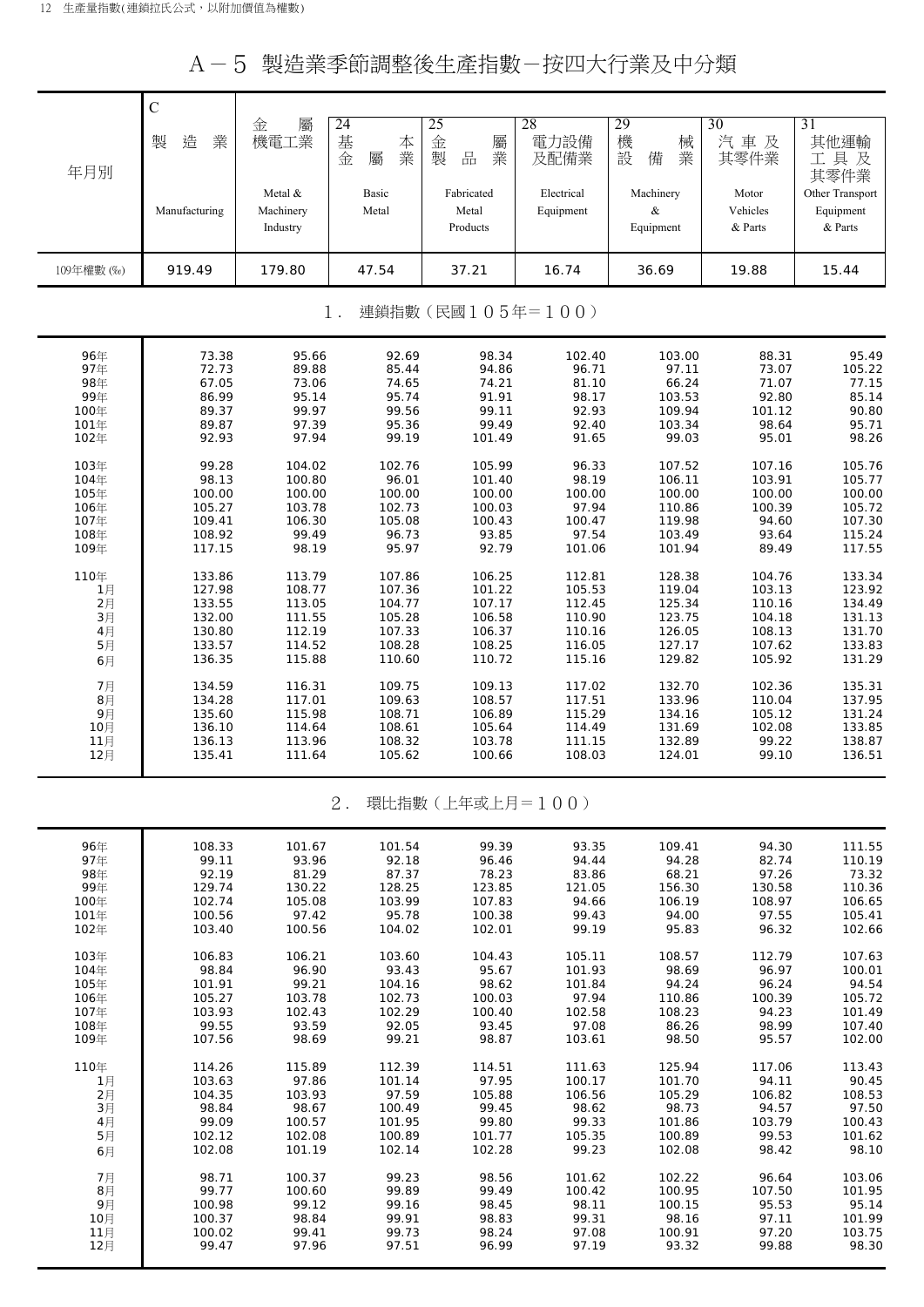# A－5 製造業季節調整後生產指數－按四大行業及中分類

| 年月別 | C 製造業 Manufacturing | 金屬機電工業 Metal & Machinery Industry | 24 基本金屬業 Basic Metal | 25 金屬製品業 Fabricated Metal Products | 28 電力設備及配備業 Electrical Equipment | 29 機械設備業 Machinery & Equipment | 30 汽車及其零件業 Motor Vehicles & Parts | 31 其他運輸工具及其零件業 Other Transport Equipment & Parts |
|---|---|---|---|---|---|---|---|---|
| 109年權數 (‰) | 919.49 | 179.80 | 47.54 | 37.21 | 16.74 | 36.69 | 19.88 | 15.44 |
| **1．連鎖指數（民國105年＝100）** | | | | | | | | |
| 96年 | 73.38 | 95.66 | 92.69 | 98.34 | 102.40 | 103.00 | 88.31 | 95.49 |
| 97年 | 72.73 | 89.88 | 85.44 | 94.86 | 96.71 | 97.11 | 73.07 | 105.22 |
| 98年 | 67.05 | 73.06 | 74.65 | 74.21 | 81.10 | 66.24 | 71.07 | 77.15 |
| 99年 | 86.99 | 95.14 | 95.74 | 91.91 | 98.17 | 103.53 | 92.80 | 85.14 |
| 100年 | 89.37 | 99.97 | 99.56 | 99.11 | 92.93 | 109.94 | 101.12 | 90.80 |
| 101年 | 89.87 | 97.39 | 95.36 | 99.49 | 92.40 | 103.34 | 98.64 | 95.71 |
| 102年 | 92.93 | 97.94 | 99.19 | 101.49 | 91.65 | 99.03 | 95.01 | 98.26 |
| 103年 | 99.28 | 104.02 | 102.76 | 105.99 | 96.33 | 107.52 | 107.16 | 105.76 |
| 104年 | 98.13 | 100.80 | 96.01 | 101.40 | 98.19 | 106.11 | 103.91 | 105.77 |
| 105年 | 100.00 | 100.00 | 100.00 | 100.00 | 100.00 | 100.00 | 100.00 | 100.00 |
| 106年 | 105.27 | 103.78 | 102.73 | 100.03 | 97.94 | 110.86 | 100.39 | 105.72 |
| 107年 | 109.41 | 106.30 | 105.08 | 100.43 | 100.47 | 119.98 | 94.60 | 107.30 |
| 108年 | 108.92 | 99.49 | 96.73 | 93.85 | 97.54 | 103.49 | 93.64 | 115.24 |
| 109年 | 117.15 | 98.19 | 95.97 | 92.79 | 101.06 | 101.94 | 89.49 | 117.55 |
| 110年 | 133.86 | 113.79 | 107.86 | 106.25 | 112.81 | 128.38 | 104.76 | 133.34 |
| 1月 | 127.98 | 108.77 | 107.36 | 101.22 | 105.53 | 119.04 | 103.13 | 123.92 |
| 2月 | 133.55 | 113.05 | 104.77 | 107.17 | 112.45 | 125.34 | 110.16 | 134.49 |
| 3月 | 132.00 | 111.55 | 105.28 | 106.58 | 110.90 | 123.75 | 104.18 | 131.13 |
| 4月 | 130.80 | 112.19 | 107.33 | 106.37 | 110.16 | 126.05 | 108.13 | 131.70 |
| 5月 | 133.57 | 114.52 | 108.28 | 108.25 | 116.05 | 127.17 | 107.62 | 133.83 |
| 6月 | 136.35 | 115.88 | 110.60 | 110.72 | 115.16 | 129.82 | 105.92 | 131.29 |
| 7月 | 134.59 | 116.31 | 109.75 | 109.13 | 117.02 | 132.70 | 102.36 | 135.31 |
| 8月 | 134.28 | 117.01 | 109.63 | 108.57 | 117.51 | 133.96 | 110.04 | 137.95 |
| 9月 | 135.60 | 115.98 | 108.71 | 106.89 | 115.29 | 134.16 | 105.12 | 131.24 |
| 10月 | 136.10 | 114.64 | 108.61 | 105.64 | 114.49 | 131.69 | 102.08 | 133.85 |
| 11月 | 136.13 | 113.96 | 108.32 | 103.78 | 111.15 | 132.89 | 99.22 | 138.87 |
| 12月 | 135.41 | 111.64 | 105.62 | 100.66 | 108.03 | 124.01 | 99.10 | 136.51 |
| **2．環比指數（上年或上月＝100）** | | | | | | | | |
| 96年 | 108.33 | 101.67 | 101.54 | 99.39 | 93.35 | 109.41 | 94.30 | 111.55 |
| 97年 | 99.11 | 93.96 | 92.18 | 96.46 | 94.44 | 94.28 | 82.74 | 110.19 |
| 98年 | 92.19 | 81.29 | 87.37 | 78.23 | 83.86 | 68.21 | 97.26 | 73.32 |
| 99年 | 129.74 | 130.22 | 128.25 | 123.85 | 121.05 | 156.30 | 130.58 | 110.36 |
| 100年 | 102.74 | 105.08 | 103.99 | 107.83 | 94.66 | 106.19 | 108.97 | 106.65 |
| 101年 | 100.56 | 97.42 | 95.78 | 100.38 | 99.43 | 94.00 | 97.55 | 105.41 |
| 102年 | 103.40 | 100.56 | 104.02 | 102.01 | 99.19 | 95.83 | 96.32 | 102.66 |
| 103年 | 106.83 | 106.21 | 103.60 | 104.43 | 105.11 | 108.57 | 112.79 | 107.63 |
| 104年 | 98.84 | 96.90 | 93.43 | 95.67 | 101.93 | 98.69 | 96.97 | 100.01 |
| 105年 | 101.91 | 99.21 | 104.16 | 98.62 | 101.84 | 94.24 | 96.24 | 94.54 |
| 106年 | 105.27 | 103.78 | 102.73 | 100.03 | 97.94 | 110.86 | 100.39 | 105.72 |
| 107年 | 103.93 | 102.43 | 102.29 | 100.40 | 102.58 | 108.23 | 94.23 | 101.49 |
| 108年 | 99.55 | 93.59 | 92.05 | 93.45 | 97.08 | 86.26 | 98.99 | 107.40 |
| 109年 | 107.56 | 98.69 | 99.21 | 98.87 | 103.61 | 98.50 | 95.57 | 102.00 |
| 110年 | 114.26 | 115.89 | 112.39 | 114.51 | 111.63 | 125.94 | 117.06 | 113.43 |
| 1月 | 103.63 | 97.86 | 101.14 | 97.95 | 100.17 | 101.70 | 94.11 | 90.45 |
| 2月 | 104.35 | 103.93 | 97.59 | 105.88 | 106.56 | 105.29 | 106.82 | 108.53 |
| 3月 | 98.84 | 98.67 | 100.49 | 99.45 | 98.62 | 98.73 | 94.57 | 97.50 |
| 4月 | 99.09 | 100.57 | 101.95 | 99.80 | 99.33 | 101.86 | 103.79 | 100.43 |
| 5月 | 102.12 | 102.08 | 100.89 | 101.77 | 105.35 | 100.89 | 99.53 | 101.62 |
| 6月 | 102.08 | 101.19 | 102.14 | 102.28 | 99.23 | 102.08 | 98.42 | 98.10 |
| 7月 | 98.71 | 100.37 | 99.23 | 98.56 | 101.62 | 102.22 | 96.64 | 103.06 |
| 8月 | 99.77 | 100.60 | 99.89 | 99.49 | 100.42 | 100.95 | 107.50 | 101.95 |
| 9月 | 100.98 | 99.12 | 99.16 | 98.45 | 98.11 | 100.15 | 95.53 | 95.14 |
| 10月 | 100.37 | 98.84 | 99.91 | 98.83 | 99.31 | 98.16 | 97.11 | 101.99 |
| 11月 | 100.02 | 99.41 | 99.73 | 98.24 | 97.08 | 100.91 | 97.20 | 103.75 |
| 12月 | 99.47 | 97.96 | 97.51 | 96.99 | 97.19 | 93.32 | 99.88 | 98.30 |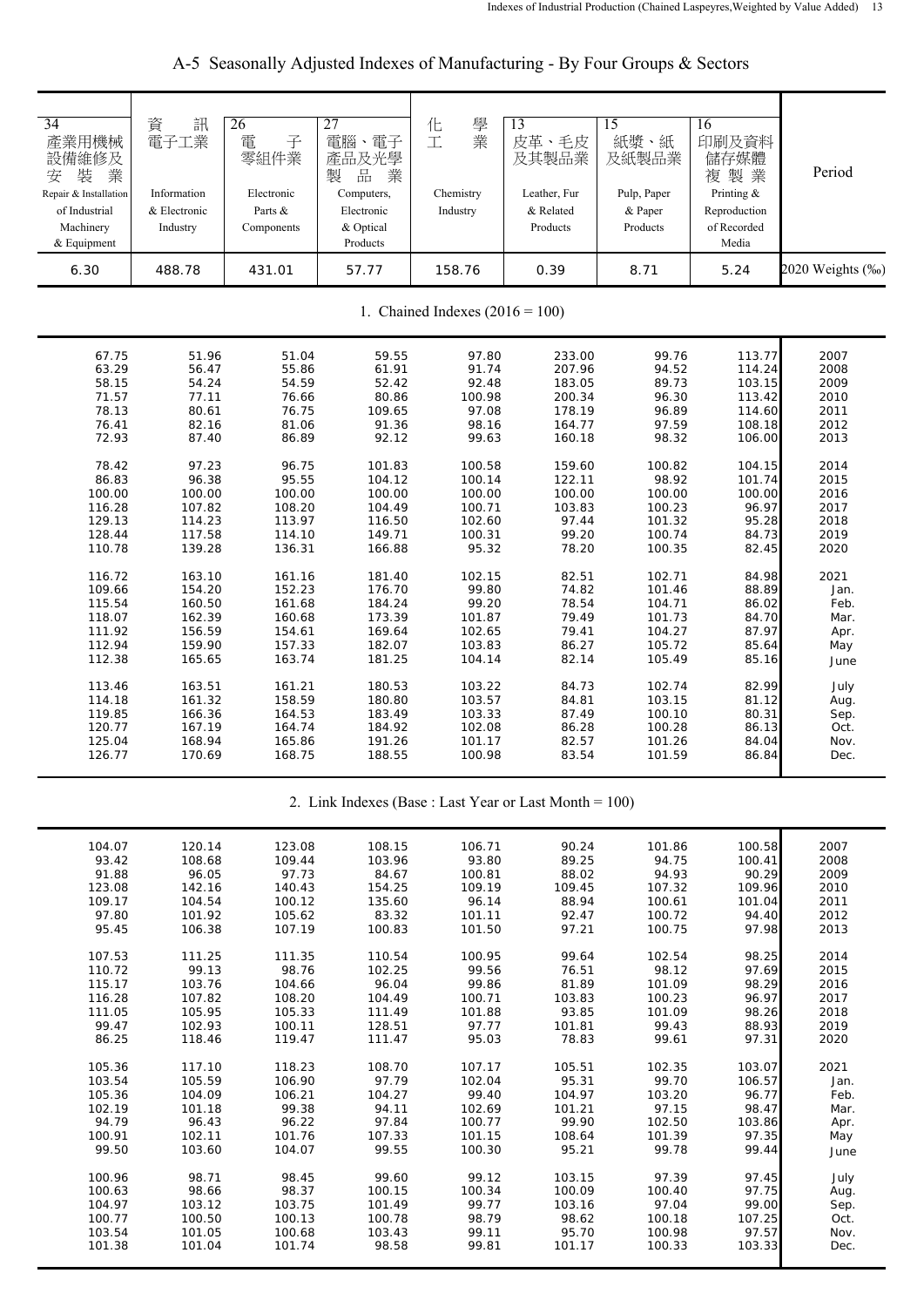# A-5 Seasonally Adjusted Indexes of Manufacturing - By Four Groups & Sectors

| 34 產業用機械設備維修及安裝業 Repair & Installation of Industrial Machinery & Equipment | 資訊電子工業 Information & Electronic Industry | 26 電子零組件業 Electronic Parts & Components | 27 電腦、電子產品及光學製品業 Computers, Electronic & Optical Products | 化學工業 Chemistry Industry | 13 皮革、毛皮及其製品業 Leather, Fur & Related Products | 15 紙漿、紙及紙製品業 Pulp, Paper & Paper Products | 16 印刷及資料儲存媒體複製業 Printing & Reproduction of Recorded Media | Period |
|---|---|---|---|---|---|---|---|---|
| 6.30 | 488.78 | 431.01 | 57.77 | 158.76 | 0.39 | 8.71 | 5.24 | 2020 Weights (‰) |
| **1. Chained Indexes (2016 = 100)** | | | | | | | | |
| 67.75 | 51.96 | 51.04 | 59.55 | 97.80 | 233.00 | 99.76 | 113.77 | 2007 |
| 63.29 | 56.47 | 55.86 | 61.91 | 91.74 | 207.96 | 94.52 | 114.24 | 2008 |
| 58.15 | 54.24 | 54.59 | 52.42 | 92.48 | 183.05 | 89.73 | 103.15 | 2009 |
| 71.57 | 77.11 | 76.66 | 80.86 | 100.98 | 200.34 | 96.30 | 113.42 | 2010 |
| 78.13 | 80.61 | 76.75 | 109.65 | 97.08 | 178.19 | 96.89 | 114.60 | 2011 |
| 76.41 | 82.16 | 81.06 | 91.36 | 98.16 | 164.77 | 97.59 | 108.18 | 2012 |
| 72.93 | 87.40 | 86.89 | 92.12 | 99.63 | 160.18 | 98.32 | 106.00 | 2013 |
| 78.42 | 97.23 | 96.75 | 101.83 | 100.58 | 159.60 | 100.82 | 104.15 | 2014 |
| 86.83 | 96.38 | 95.55 | 104.12 | 100.14 | 122.11 | 98.92 | 101.74 | 2015 |
| 100.00 | 100.00 | 100.00 | 100.00 | 100.00 | 100.00 | 100.00 | 100.00 | 2016 |
| 116.28 | 107.82 | 108.20 | 104.49 | 100.71 | 103.83 | 100.23 | 96.97 | 2017 |
| 129.13 | 114.23 | 113.97 | 116.50 | 102.60 | 97.44 | 101.32 | 95.28 | 2018 |
| 128.44 | 117.58 | 114.10 | 149.71 | 100.31 | 99.20 | 100.74 | 84.73 | 2019 |
| 110.78 | 139.28 | 136.31 | 166.88 | 95.32 | 78.20 | 100.35 | 82.45 | 2020 |
| 116.72 | 163.10 | 161.16 | 181.40 | 102.15 | 82.51 | 102.71 | 84.98 | 2021 |
| 109.66 | 154.20 | 152.23 | 176.70 | 99.80 | 74.82 | 101.46 | 88.89 | Jan. |
| 115.54 | 160.50 | 161.68 | 184.24 | 99.20 | 78.54 | 104.71 | 86.02 | Feb. |
| 118.07 | 162.39 | 160.68 | 173.39 | 101.87 | 79.49 | 101.73 | 84.70 | Mar. |
| 111.92 | 156.59 | 154.61 | 169.64 | 102.65 | 79.41 | 104.27 | 87.97 | Apr. |
| 112.94 | 159.90 | 157.33 | 182.07 | 103.83 | 86.27 | 105.72 | 85.64 | May |
| 112.38 | 165.65 | 163.74 | 181.25 | 104.14 | 82.14 | 105.49 | 85.16 | June |
| 113.46 | 163.51 | 161.21 | 180.53 | 103.22 | 84.73 | 102.74 | 82.99 | July |
| 114.18 | 161.32 | 158.59 | 180.80 | 103.57 | 84.81 | 103.15 | 81.12 | Aug. |
| 119.85 | 166.36 | 164.53 | 183.49 | 103.33 | 87.49 | 100.10 | 80.31 | Sep. |
| 120.77 | 167.19 | 164.74 | 184.92 | 102.08 | 86.28 | 100.28 | 86.13 | Oct. |
| 125.04 | 168.94 | 165.86 | 191.26 | 101.17 | 82.57 | 101.26 | 84.04 | Nov. |
| 126.77 | 170.69 | 168.75 | 188.55 | 100.98 | 83.54 | 101.59 | 86.84 | Dec. |
| **2. Link Indexes (Base : Last Year or Last Month = 100)** | | | | | | | | |
| 104.07 | 120.14 | 123.08 | 108.15 | 106.71 | 90.24 | 101.86 | 100.58 | 2007 |
| 93.42 | 108.68 | 109.44 | 103.96 | 93.80 | 89.25 | 94.75 | 100.41 | 2008 |
| 91.88 | 96.05 | 97.73 | 84.67 | 100.81 | 88.02 | 94.93 | 90.29 | 2009 |
| 123.08 | 142.16 | 140.43 | 154.25 | 109.19 | 109.45 | 107.32 | 109.96 | 2010 |
| 109.17 | 104.54 | 100.12 | 135.60 | 96.14 | 88.94 | 100.61 | 101.04 | 2011 |
| 97.80 | 101.92 | 105.62 | 83.32 | 101.11 | 92.47 | 100.72 | 94.40 | 2012 |
| 95.45 | 106.38 | 107.19 | 100.83 | 101.50 | 97.21 | 100.75 | 97.98 | 2013 |
| 107.53 | 111.25 | 111.35 | 110.54 | 100.95 | 99.64 | 102.54 | 98.25 | 2014 |
| 110.72 | 99.13 | 98.76 | 102.25 | 99.56 | 76.51 | 98.12 | 97.69 | 2015 |
| 115.17 | 103.76 | 104.66 | 96.04 | 99.86 | 81.89 | 101.09 | 98.29 | 2016 |
| 116.28 | 107.82 | 108.20 | 104.49 | 100.71 | 103.83 | 100.23 | 96.97 | 2017 |
| 111.05 | 105.95 | 105.33 | 111.49 | 101.88 | 93.85 | 101.09 | 98.26 | 2018 |
| 99.47 | 102.93 | 100.11 | 128.51 | 97.77 | 101.81 | 99.43 | 88.93 | 2019 |
| 86.25 | 118.46 | 119.47 | 111.47 | 95.03 | 78.83 | 99.61 | 97.31 | 2020 |
| 105.36 | 117.10 | 118.23 | 108.70 | 107.17 | 105.51 | 102.35 | 103.07 | 2021 |
| 103.54 | 105.59 | 106.90 | 97.79 | 102.04 | 95.31 | 99.70 | 106.57 | Jan. |
| 105.36 | 104.09 | 106.21 | 104.27 | 99.40 | 104.97 | 103.20 | 96.77 | Feb. |
| 102.19 | 101.18 | 99.38 | 94.11 | 102.69 | 101.21 | 97.15 | 98.47 | Mar. |
| 94.79 | 96.43 | 96.22 | 97.84 | 100.77 | 99.90 | 102.50 | 103.86 | Apr. |
| 100.91 | 102.11 | 101.76 | 107.33 | 101.15 | 108.64 | 101.39 | 97.35 | May |
| 99.50 | 103.60 | 104.07 | 99.55 | 100.30 | 95.21 | 99.78 | 99.44 | June |
| 100.96 | 98.71 | 98.45 | 99.60 | 99.12 | 103.15 | 97.39 | 97.45 | July |
| 100.63 | 98.66 | 98.37 | 100.15 | 100.34 | 100.09 | 100.40 | 97.75 | Aug. |
| 104.97 | 103.12 | 103.75 | 101.49 | 99.77 | 103.16 | 97.04 | 99.00 | Sep. |
| 100.77 | 100.50 | 100.13 | 100.78 | 98.79 | 98.62 | 100.18 | 107.25 | Oct. |
| 103.54 | 101.05 | 100.68 | 103.43 | 99.11 | 95.70 | 100.98 | 97.57 | Nov. |
| 101.38 | 101.04 | 101.74 | 98.58 | 99.81 | 101.17 | 100.33 | 103.33 | Dec. |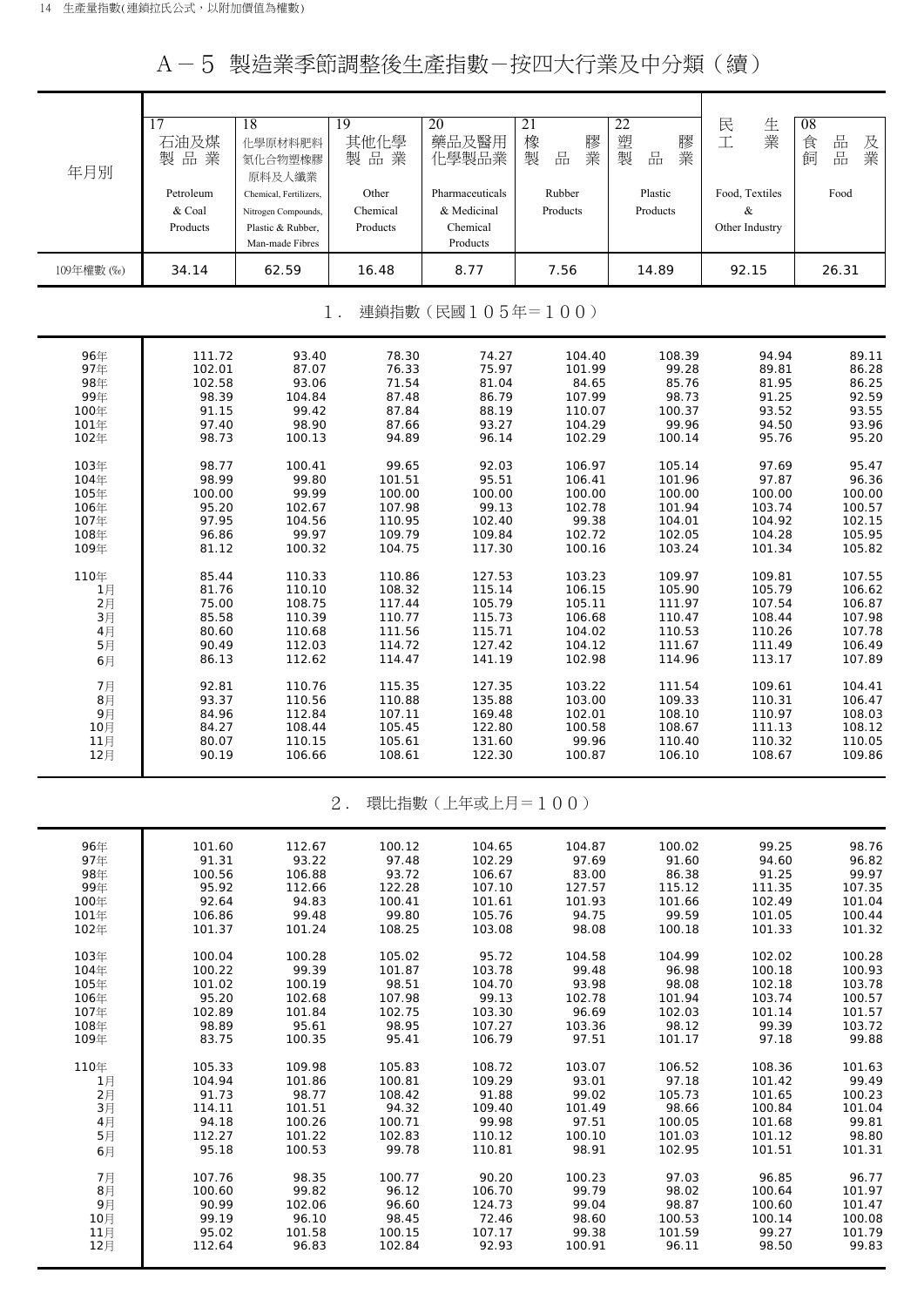# A－5 製造業季節調整後生產指數－按四大行業及中分類（續）

| 年月別 | 17 石油及煤製品業 Petroleum & Coal Products | 18 化學原材料肥料氮化合物塑橡膠原料及人纖業 Chemical, Fertilizers, Nitrogen Compounds, Plastic & Rubber, Man-made Fibres | 19 其他化學製品業 Other Chemical Products | 20 藥品及醫用化學製品業 Pharmaceuticals & Medicinal Chemical Products | 21 橡膠製品業 Rubber Products | 22 塑膠製品業 Plastic Products | 民生工業 Food, Textiles & Other Industry | 08 食品及飼品業 Food |
|---|---|---|---|---|---|---|---|---|
| 109年權數 (‰) | 34.14 | 62.59 | 16.48 | 8.77 | 7.56 | 14.89 | 92.15 | 26.31 |
| **1. 連鎖指數（民國105年＝100）** | | | | | | | | |
| 96年 | 111.72 | 93.40 | 78.30 | 74.27 | 104.40 | 108.39 | 94.94 | 89.11 |
| 97年 | 102.01 | 87.07 | 76.33 | 75.97 | 101.99 | 99.28 | 89.81 | 86.28 |
| 98年 | 102.58 | 93.06 | 71.54 | 81.04 | 84.65 | 85.76 | 81.95 | 86.25 |
| 99年 | 98.39 | 104.84 | 87.48 | 86.79 | 107.99 | 98.73 | 91.25 | 92.59 |
| 100年 | 91.15 | 99.42 | 87.84 | 88.19 | 110.07 | 100.37 | 93.52 | 93.55 |
| 101年 | 97.40 | 98.90 | 87.66 | 93.27 | 104.29 | 99.96 | 94.50 | 93.96 |
| 102年 | 98.73 | 100.13 | 94.89 | 96.14 | 102.29 | 100.14 | 95.76 | 95.20 |
| 103年 | 98.77 | 100.41 | 99.65 | 92.03 | 106.97 | 105.14 | 97.69 | 95.47 |
| 104年 | 98.99 | 99.80 | 101.51 | 95.51 | 106.41 | 101.96 | 97.87 | 96.36 |
| 105年 | 100.00 | 99.99 | 100.00 | 100.00 | 100.00 | 100.00 | 100.00 | 100.00 |
| 106年 | 95.20 | 102.67 | 107.98 | 99.13 | 102.78 | 101.94 | 103.74 | 100.57 |
| 107年 | 97.95 | 104.56 | 110.95 | 102.40 | 99.38 | 104.01 | 104.92 | 102.15 |
| 108年 | 96.86 | 99.97 | 109.79 | 109.84 | 102.72 | 102.05 | 104.28 | 105.95 |
| 109年 | 81.12 | 100.32 | 104.75 | 117.30 | 100.16 | 103.24 | 101.34 | 105.82 |
| 110年 | 85.44 | 110.33 | 110.86 | 127.53 | 103.23 | 109.97 | 109.81 | 107.55 |
| 1月 | 81.76 | 110.10 | 108.32 | 115.14 | 106.15 | 105.90 | 105.79 | 106.62 |
| 2月 | 75.00 | 108.75 | 117.44 | 105.79 | 105.11 | 111.97 | 107.54 | 106.87 |
| 3月 | 85.58 | 110.39 | 110.77 | 115.73 | 106.68 | 110.47 | 108.44 | 107.98 |
| 4月 | 80.60 | 110.68 | 111.56 | 115.71 | 104.02 | 110.53 | 110.26 | 107.78 |
| 5月 | 90.49 | 112.03 | 114.72 | 127.42 | 104.12 | 111.67 | 111.49 | 106.49 |
| 6月 | 86.13 | 112.62 | 114.47 | 141.19 | 102.98 | 114.96 | 113.17 | 107.89 |
| 7月 | 92.81 | 110.76 | 115.35 | 127.35 | 103.22 | 111.54 | 109.61 | 104.41 |
| 8月 | 93.37 | 110.56 | 110.88 | 135.88 | 103.00 | 109.33 | 110.31 | 106.47 |
| 9月 | 84.96 | 112.84 | 107.11 | 169.48 | 102.01 | 108.10 | 110.97 | 108.03 |
| 10月 | 84.27 | 108.44 | 105.45 | 122.80 | 100.58 | 108.67 | 111.13 | 108.12 |
| 11月 | 80.07 | 110.15 | 105.61 | 131.60 | 99.96 | 110.40 | 110.32 | 110.05 |
| 12月 | 90.19 | 106.66 | 108.61 | 122.30 | 100.87 | 106.10 | 108.67 | 109.86 |
| **2. 環比指數（上年或上月＝100）** | | | | | | | | |
| 96年 | 101.60 | 112.67 | 100.12 | 104.65 | 104.87 | 100.02 | 99.25 | 98.76 |
| 97年 | 91.31 | 93.22 | 97.48 | 102.29 | 97.69 | 91.60 | 94.60 | 96.82 |
| 98年 | 100.56 | 106.88 | 93.72 | 106.67 | 83.00 | 86.38 | 91.25 | 99.97 |
| 99年 | 95.92 | 112.66 | 122.28 | 107.10 | 127.57 | 115.12 | 111.35 | 107.35 |
| 100年 | 92.64 | 94.83 | 100.41 | 101.61 | 101.93 | 101.66 | 102.49 | 101.04 |
| 101年 | 106.86 | 99.48 | 99.80 | 105.76 | 94.75 | 99.59 | 101.05 | 100.44 |
| 102年 | 101.37 | 101.24 | 108.25 | 103.08 | 98.08 | 100.18 | 101.33 | 101.32 |
| 103年 | 100.04 | 100.28 | 105.02 | 95.72 | 104.58 | 104.99 | 102.02 | 100.28 |
| 104年 | 100.22 | 99.39 | 101.87 | 103.78 | 99.48 | 96.98 | 100.18 | 100.93 |
| 105年 | 101.02 | 100.19 | 98.51 | 104.70 | 93.98 | 98.08 | 102.18 | 103.78 |
| 106年 | 95.20 | 102.68 | 107.98 | 99.13 | 102.78 | 101.94 | 103.74 | 100.57 |
| 107年 | 102.89 | 101.84 | 102.75 | 103.30 | 96.69 | 102.03 | 101.14 | 101.57 |
| 108年 | 98.89 | 95.61 | 98.95 | 107.27 | 103.36 | 98.12 | 99.39 | 103.72 |
| 109年 | 83.75 | 100.35 | 95.41 | 106.79 | 97.51 | 101.17 | 97.18 | 99.88 |
| 110年 | 105.33 | 109.98 | 105.83 | 108.72 | 103.07 | 106.52 | 108.36 | 101.63 |
| 1月 | 104.94 | 101.86 | 100.81 | 109.29 | 93.01 | 97.18 | 101.42 | 99.49 |
| 2月 | 91.73 | 98.77 | 108.42 | 91.88 | 99.02 | 105.73 | 101.65 | 100.23 |
| 3月 | 114.11 | 101.51 | 94.32 | 109.40 | 101.49 | 98.66 | 100.84 | 101.04 |
| 4月 | 94.18 | 100.26 | 100.71 | 99.98 | 97.51 | 100.05 | 101.68 | 99.81 |
| 5月 | 112.27 | 101.22 | 102.83 | 110.12 | 100.10 | 101.03 | 101.12 | 98.80 |
| 6月 | 95.18 | 100.53 | 99.78 | 110.81 | 98.91 | 102.95 | 101.51 | 101.31 |
| 7月 | 107.76 | 98.35 | 100.77 | 90.20 | 100.23 | 97.03 | 96.85 | 96.77 |
| 8月 | 100.60 | 99.82 | 96.12 | 106.70 | 99.79 | 98.02 | 100.64 | 101.97 |
| 9月 | 90.99 | 102.06 | 96.60 | 124.73 | 99.04 | 98.87 | 100.60 | 101.47 |
| 10月 | 99.19 | 96.10 | 98.45 | 72.46 | 98.60 | 100.53 | 100.14 | 100.08 |
| 11月 | 95.02 | 101.58 | 100.15 | 107.17 | 99.38 | 101.59 | 99.27 | 101.79 |
| 12月 | 112.64 | 96.83 | 102.84 | 92.93 | 100.91 | 96.11 | 98.50 | 99.83 |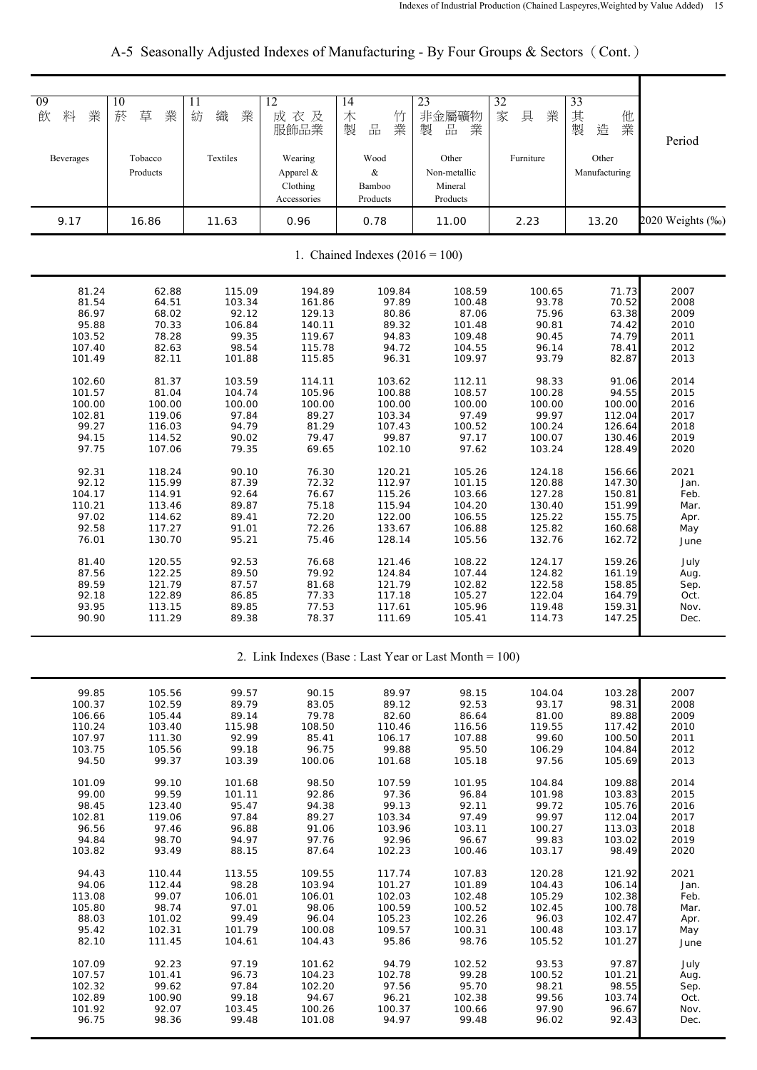## A-5 Seasonally Adjusted Indexes of Manufacturing - By Four Groups & Sectors（Cont.）

| 09 飲料業 Beverages | 10 菸草業 Tobacco Products | 11 紡織業 Textiles | 12 成衣及服飾品業 Wearing Apparel & Clothing Accessories | 14 木竹製品業 Wood & Bamboo Products | 23 非金屬礦物製品業 Other Non-metallic Mineral Products | 32 家具業 Furniture | 33 其他製造業 Other Manufacturing | Period |
|---|---|---|---|---|---|---|---|---|
| 9.17 | 16.86 | 11.63 | 0.96 | 0.78 | 11.00 | 2.23 | 13.20 | 2020 Weights (‰) |
| **1. Chained Indexes (2016 = 100)** | | | | | | | | |
| 81.24 | 62.88 | 115.09 | 194.89 | 109.84 | 108.59 | 100.65 | 71.73 | 2007 |
| 81.54 | 64.51 | 103.34 | 161.86 | 97.89 | 100.48 | 93.78 | 70.52 | 2008 |
| 86.97 | 68.02 | 92.12 | 129.13 | 80.86 | 87.06 | 75.96 | 63.38 | 2009 |
| 95.88 | 70.33 | 106.84 | 140.11 | 89.32 | 101.48 | 90.81 | 74.42 | 2010 |
| 103.52 | 78.28 | 99.35 | 119.67 | 94.83 | 109.48 | 90.45 | 74.79 | 2011 |
| 107.40 | 82.63 | 98.54 | 115.78 | 94.72 | 104.55 | 96.14 | 78.41 | 2012 |
| 101.49 | 82.11 | 101.88 | 115.85 | 96.31 | 109.97 | 93.79 | 82.87 | 2013 |
| 102.60 | 81.37 | 103.59 | 114.11 | 103.62 | 112.11 | 98.33 | 91.06 | 2014 |
| 101.57 | 81.04 | 104.74 | 105.96 | 100.88 | 108.57 | 100.28 | 94.55 | 2015 |
| 100.00 | 100.00 | 100.00 | 100.00 | 100.00 | 100.00 | 100.00 | 100.00 | 2016 |
| 102.81 | 119.06 | 97.84 | 89.27 | 103.34 | 97.49 | 99.97 | 112.04 | 2017 |
| 99.27 | 116.03 | 94.79 | 81.29 | 107.43 | 100.52 | 100.24 | 126.64 | 2018 |
| 94.15 | 114.52 | 90.02 | 79.47 | 99.87 | 97.17 | 100.07 | 130.46 | 2019 |
| 97.75 | 107.06 | 79.35 | 69.65 | 102.10 | 97.62 | 103.24 | 128.49 | 2020 |
| 92.31 | 118.24 | 90.10 | 76.30 | 120.21 | 105.26 | 124.18 | 156.66 | 2021 |
| 92.12 | 115.99 | 87.39 | 72.32 | 112.97 | 101.15 | 120.88 | 147.30 | Jan. |
| 104.17 | 114.91 | 92.64 | 76.67 | 115.26 | 103.66 | 127.28 | 150.81 | Feb. |
| 110.21 | 113.46 | 89.87 | 75.18 | 115.94 | 104.20 | 130.40 | 151.99 | Mar. |
| 97.02 | 114.62 | 89.41 | 72.20 | 122.00 | 106.55 | 125.22 | 155.75 | Apr. |
| 92.58 | 117.27 | 91.01 | 72.26 | 133.67 | 106.88 | 125.82 | 160.68 | May |
| 76.01 | 130.70 | 95.21 | 75.46 | 128.14 | 105.56 | 132.76 | 162.72 | June |
| 81.40 | 120.55 | 92.53 | 76.68 | 121.46 | 108.22 | 124.17 | 159.26 | July |
| 87.56 | 122.25 | 89.50 | 79.92 | 124.84 | 107.44 | 124.82 | 161.19 | Aug. |
| 89.59 | 121.79 | 87.57 | 81.68 | 121.79 | 102.82 | 122.58 | 158.85 | Sep. |
| 92.18 | 122.89 | 86.85 | 77.33 | 117.18 | 105.27 | 122.04 | 164.79 | Oct. |
| 93.95 | 113.15 | 89.85 | 77.53 | 117.61 | 105.96 | 119.48 | 159.31 | Nov. |
| 90.90 | 111.29 | 89.38 | 78.37 | 111.69 | 105.41 | 114.73 | 147.25 | Dec. |
| **2. Link Indexes (Base : Last Year or Last Month = 100)** | | | | | | | | |
| 99.85 | 105.56 | 99.57 | 90.15 | 89.97 | 98.15 | 104.04 | 103.28 | 2007 |
| 100.37 | 102.59 | 89.79 | 83.05 | 89.12 | 92.53 | 93.17 | 98.31 | 2008 |
| 106.66 | 105.44 | 89.14 | 79.78 | 82.60 | 86.64 | 81.00 | 89.88 | 2009 |
| 110.24 | 103.40 | 115.98 | 108.50 | 110.46 | 116.56 | 119.55 | 117.42 | 2010 |
| 107.97 | 111.30 | 92.99 | 85.41 | 106.17 | 107.88 | 99.60 | 100.50 | 2011 |
| 103.75 | 105.56 | 99.18 | 96.75 | 99.88 | 95.50 | 106.29 | 104.84 | 2012 |
| 94.50 | 99.37 | 103.39 | 100.06 | 101.68 | 105.18 | 97.56 | 105.69 | 2013 |
| 101.09 | 99.10 | 101.68 | 98.50 | 107.59 | 101.95 | 104.84 | 109.88 | 2014 |
| 99.00 | 99.59 | 101.11 | 92.86 | 97.36 | 96.84 | 101.98 | 103.83 | 2015 |
| 98.45 | 123.40 | 95.47 | 94.38 | 99.13 | 92.11 | 99.72 | 105.76 | 2016 |
| 102.81 | 119.06 | 97.84 | 89.27 | 103.34 | 97.49 | 99.97 | 112.04 | 2017 |
| 96.56 | 97.46 | 96.88 | 91.06 | 103.96 | 103.11 | 100.27 | 113.03 | 2018 |
| 94.84 | 98.70 | 94.97 | 97.76 | 92.96 | 96.67 | 99.83 | 103.02 | 2019 |
| 103.82 | 93.49 | 88.15 | 87.64 | 102.23 | 100.46 | 103.17 | 98.49 | 2020 |
| 94.43 | 110.44 | 113.55 | 109.55 | 117.74 | 107.83 | 120.28 | 121.92 | 2021 |
| 94.06 | 112.44 | 98.28 | 103.94 | 101.27 | 101.89 | 104.43 | 106.14 | Jan. |
| 113.08 | 99.07 | 106.01 | 106.01 | 102.03 | 102.48 | 105.29 | 102.38 | Feb. |
| 105.80 | 98.74 | 97.01 | 98.06 | 100.59 | 100.52 | 102.45 | 100.78 | Mar. |
| 88.03 | 101.02 | 99.49 | 96.04 | 105.23 | 102.26 | 96.03 | 102.47 | Apr. |
| 95.42 | 102.31 | 101.79 | 100.08 | 109.57 | 100.31 | 100.48 | 103.17 | May |
| 82.10 | 111.45 | 104.61 | 104.43 | 95.86 | 98.76 | 105.52 | 101.27 | June |
| 107.09 | 92.23 | 97.19 | 101.62 | 94.79 | 102.52 | 93.53 | 97.87 | July |
| 107.57 | 101.41 | 96.73 | 104.23 | 102.78 | 99.28 | 100.52 | 101.21 | Aug. |
| 102.32 | 99.62 | 97.84 | 102.20 | 97.56 | 95.70 | 98.21 | 98.55 | Sep. |
| 102.89 | 100.90 | 99.18 | 94.67 | 96.21 | 102.38 | 99.56 | 103.74 | Oct. |
| 101.92 | 92.07 | 103.45 | 100.26 | 100.37 | 100.66 | 97.90 | 96.67 | Nov. |
| 96.75 | 98.36 | 99.48 | 101.08 | 94.97 | 99.48 | 96.02 | 92.43 | Dec. |